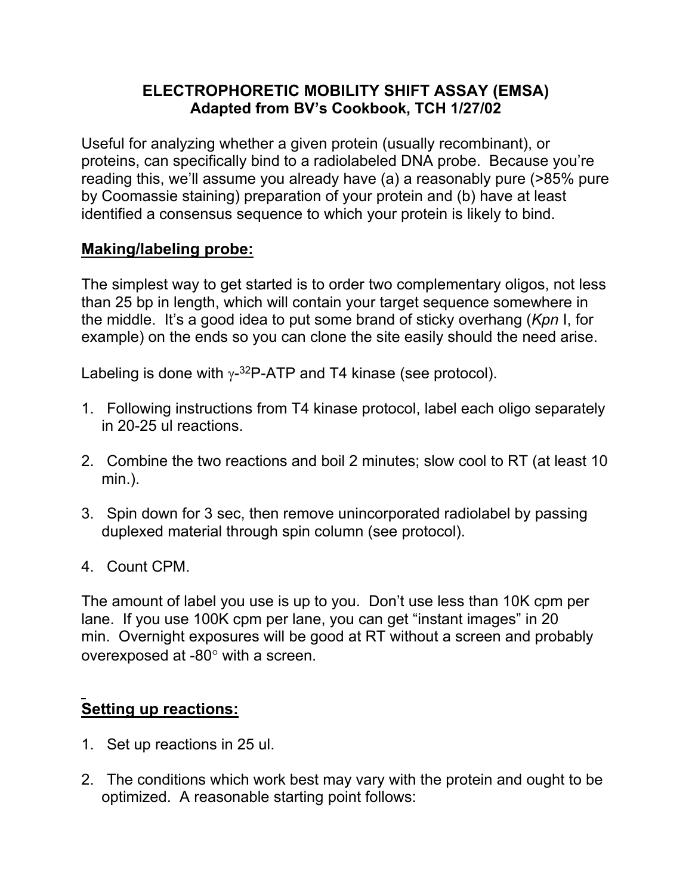# ELECTROPHORETIC MOBILITY SHIFT ASSAY (EMSA)
## Adapted from BV's Cookbook, TCH 1/27/02

Useful for analyzing whether a given protein (usually recombinant), or proteins, can specifically bind to a radiolabeled DNA probe. Because you're reading this, we'll assume you already have (a) a reasonably pure (>85% pure by Coomassie staining) preparation of your protein and (b) have at least identified a consensus sequence to which your protein is likely to bind.

### Making/labeling probe:

The simplest way to get started is to order two complementary oligos, not less than 25 bp in length, which will contain your target sequence somewhere in the middle. It's a good idea to put some brand of sticky overhang (*Kpn* I, for example) on the ends so you can clone the site easily should the need arise.

Labeling is done with $\gamma$-$^{32}$P-ATP and T4 kinase (see protocol).

1. Following instructions from T4 kinase protocol, label each oligo separately in 20-25 ul reactions.

2. Combine the two reactions and boil 2 minutes; slow cool to RT (at least 10 min.).

3. Spin down for 3 sec, then remove unincorporated radiolabel by passing duplexed material through spin column (see protocol).

4. Count CPM.

The amount of label you use is up to you. Don't use less than 10K cpm per lane. If you use 100K cpm per lane, you can get "instant images" in 20 min. Overnight exposures will be good at RT without a screen and probably overexposed at -80° with a screen.

### Setting up reactions:

1. Set up reactions in 25 ul.

2. The conditions which work best may vary with the protein and ought to be optimized. A reasonable starting point follows: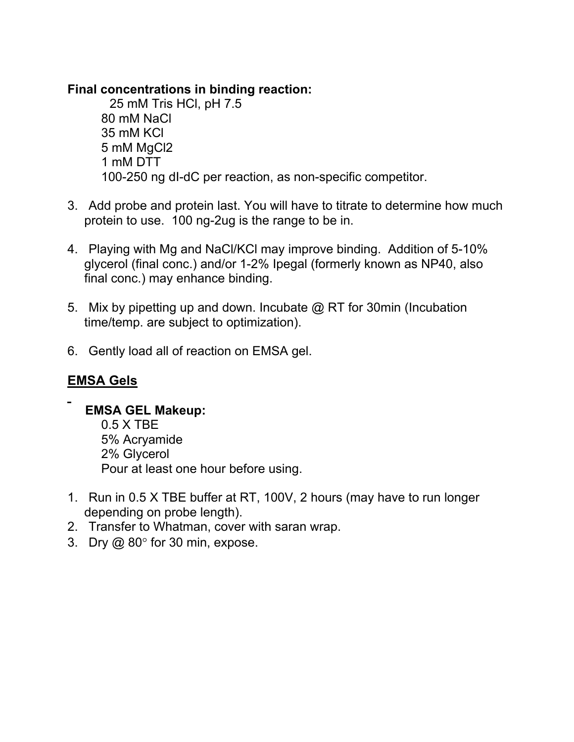**Final concentrations in binding reaction:**

25 mM Tris HCl, pH 7.5
80 mM NaCl
35 mM KCl
5 mM $MgCl_2$
1 mM DTT
100-250 ng dI-dC per reaction, as non-specific competitor.

3. Add probe and protein last. You will have to titrate to determine how much protein to use. 100 ng-2ug is the range to be in.

4. Playing with Mg and NaCl/KCl may improve binding. Addition of 5-10% glycerol (final conc.) and/or 1-2% Ipegal (formerly known as NP40, also final conc.) may enhance binding.

5. Mix by pipetting up and down. Incubate @ RT for 30min (Incubation time/temp. are subject to optimization).

6. Gently load all of reaction on EMSA gel.

## <u>EMSA Gels</u>

**EMSA GEL Makeup:**

0.5 X TBE
5% Acryamide
2% Glycerol
Pour at least one hour before using.

1. Run in 0.5 X TBE buffer at RT, 100V, 2 hours (may have to run longer depending on probe length).
2. Transfer to Whatman, cover with saran wrap.
3. Dry @ 80° for 30 min, expose.